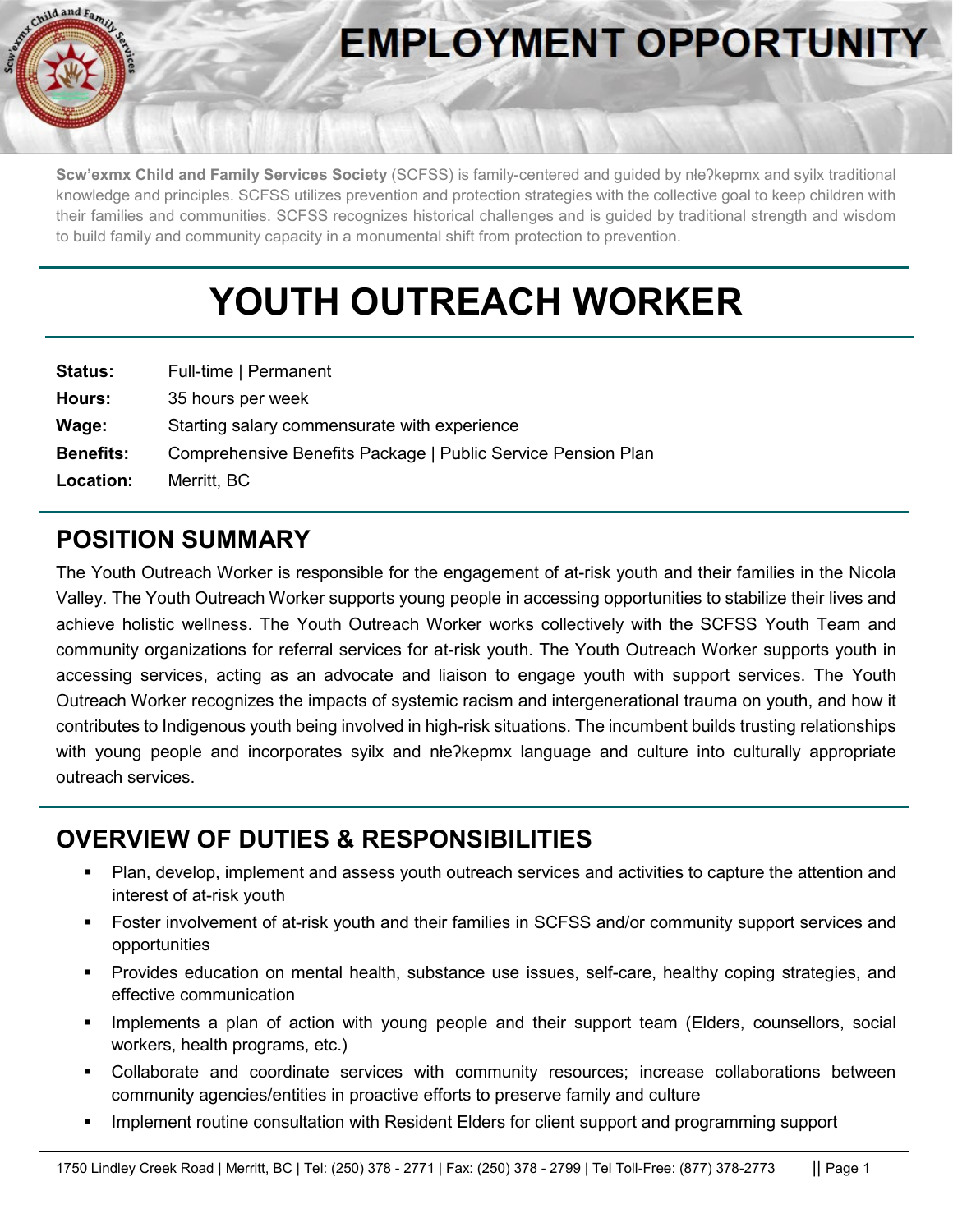# EMPLOYMENT OPPORTUNITY

**Scw'exmx Child and Family Services Society** (SCFSS) is family-centered and guided by nłeʔkepmx and syilx traditional knowledge and principles. SCFSS utilizes prevention and protection strategies with the collective goal to keep children with their families and communities. SCFSS recognizes historical challenges and is guided by traditional strength and wisdom to build family and community capacity in a monumental shift from protection to prevention.

# YOUTH OUTREACH WORKER

**Status:** Full-time | Permanent
**Hours:** 35 hours per week
**Wage:** Starting salary commensurate with experience
**Benefits:** Comprehensive Benefits Package | Public Service Pension Plan
**Location:** Merritt, BC

## POSITION SUMMARY

The Youth Outreach Worker is responsible for the engagement of at-risk youth and their families in the Nicola Valley. The Youth Outreach Worker supports young people in accessing opportunities to stabilize their lives and achieve holistic wellness. The Youth Outreach Worker works collectively with the SCFSS Youth Team and community organizations for referral services for at-risk youth. The Youth Outreach Worker supports youth in accessing services, acting as an advocate and liaison to engage youth with support services. The Youth Outreach Worker recognizes the impacts of systemic racism and intergenerational trauma on youth, and how it contributes to Indigenous youth being involved in high-risk situations. The incumbent builds trusting relationships with young people and incorporates syilx and nłeʔkepmx language and culture into culturally appropriate outreach services.

## OVERVIEW OF DUTIES & RESPONSIBILITIES

- Plan, develop, implement and assess youth outreach services and activities to capture the attention and interest of at-risk youth
- Foster involvement of at-risk youth and their families in SCFSS and/or community support services and opportunities
- Provides education on mental health, substance use issues, self-care, healthy coping strategies, and effective communication
- Implements a plan of action with young people and their support team (Elders, counsellors, social workers, health programs, etc.)
- Collaborate and coordinate services with community resources; increase collaborations between community agencies/entities in proactive efforts to preserve family and culture
- Implement routine consultation with Resident Elders for client support and programming support

1750 Lindley Creek Road | Merritt, BC | Tel: (250) 378 - 2771 | Fax: (250) 378 - 2799 | Tel Toll-Free: (877) 378-2773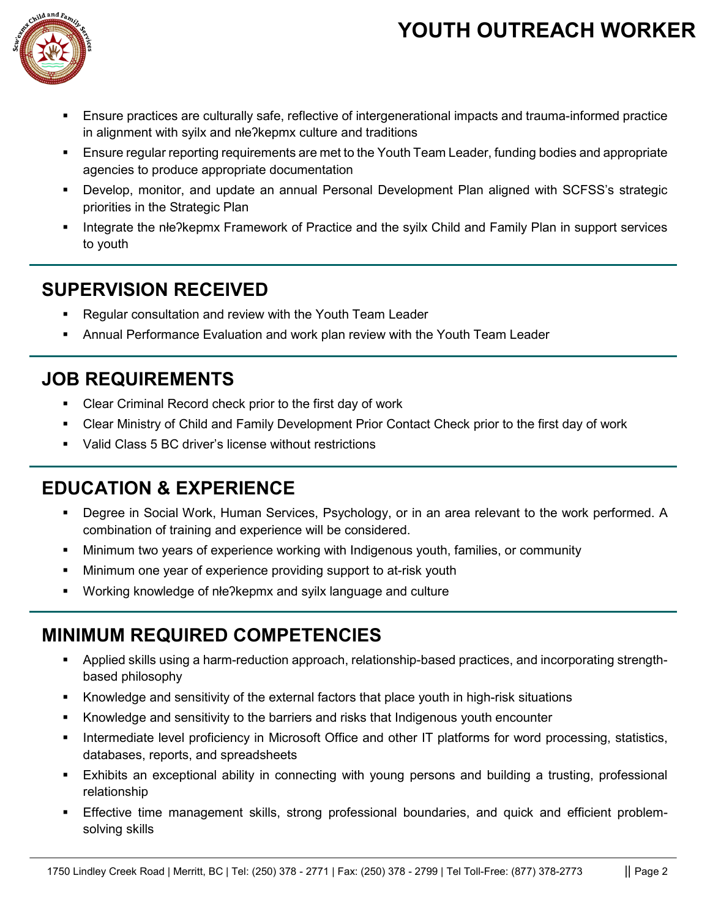- Ensure practices are culturally safe, reflective of intergenerational impacts and trauma-informed practice in alignment with syilx and nłeʔkepmx culture and traditions
- Ensure regular reporting requirements are met to the Youth Team Leader, funding bodies and appropriate agencies to produce appropriate documentation
- Develop, monitor, and update an annual Personal Development Plan aligned with SCFSS's strategic priorities in the Strategic Plan
- Integrate the nłeʔkepmx Framework of Practice and the syilx Child and Family Plan in support services to youth

## SUPERVISION RECEIVED

- Regular consultation and review with the Youth Team Leader
- Annual Performance Evaluation and work plan review with the Youth Team Leader

## JOB REQUIREMENTS

- Clear Criminal Record check prior to the first day of work
- Clear Ministry of Child and Family Development Prior Contact Check prior to the first day of work
- Valid Class 5 BC driver's license without restrictions

## EDUCATION & EXPERIENCE

- Degree in Social Work, Human Services, Psychology, or in an area relevant to the work performed. A combination of training and experience will be considered.
- Minimum two years of experience working with Indigenous youth, families, or community
- Minimum one year of experience providing support to at-risk youth
- Working knowledge of nłeʔkepmx and syilx language and culture

## MINIMUM REQUIRED COMPETENCIES

- Applied skills using a harm-reduction approach, relationship-based practices, and incorporating strength-based philosophy
- Knowledge and sensitivity of the external factors that place youth in high-risk situations
- Knowledge and sensitivity to the barriers and risks that Indigenous youth encounter
- Intermediate level proficiency in Microsoft Office and other IT platforms for word processing, statistics, databases, reports, and spreadsheets
- Exhibits an exceptional ability in connecting with young persons and building a trusting, professional relationship
- Effective time management skills, strong professional boundaries, and quick and efficient problem-solving skills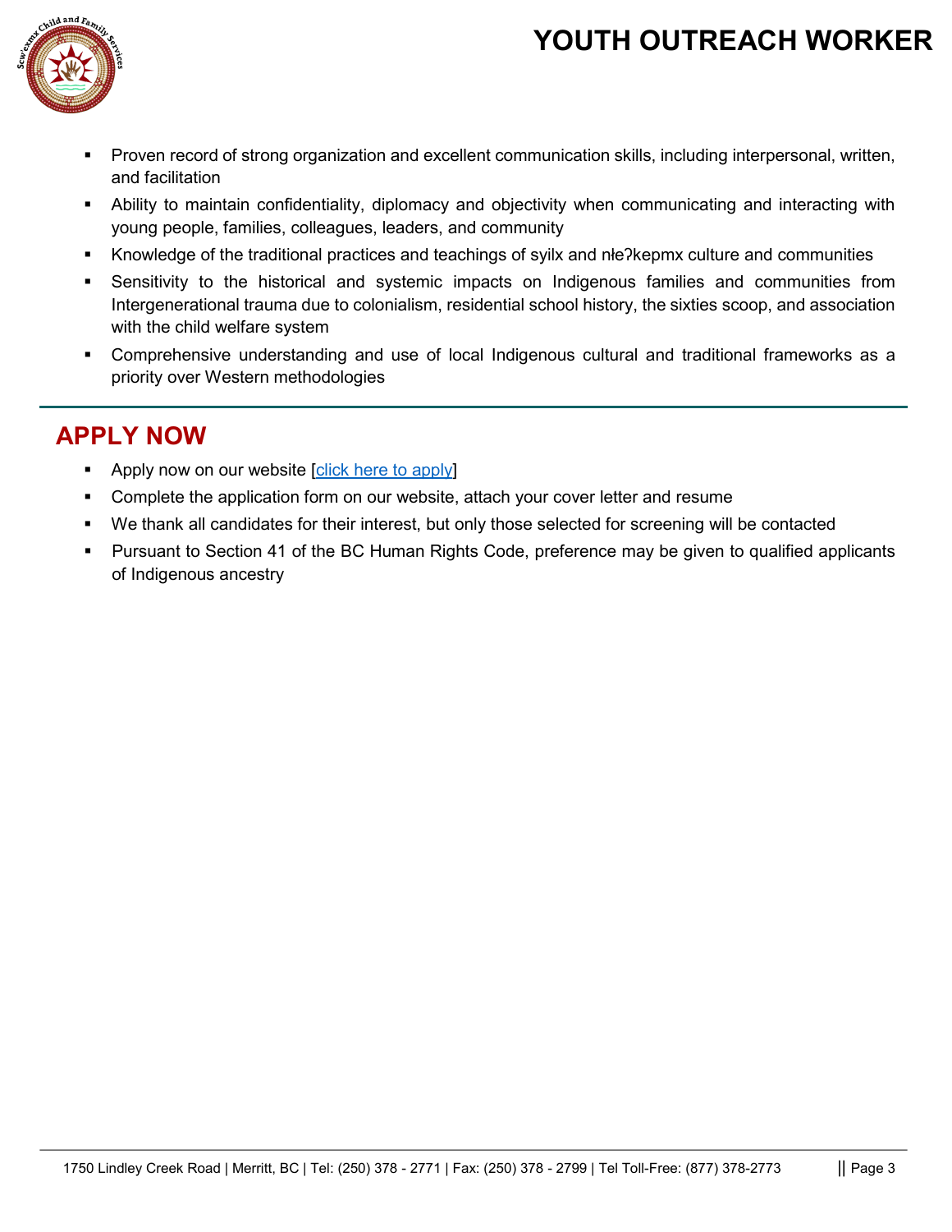- Proven record of strong organization and excellent communication skills, including interpersonal, written, and facilitation
- Ability to maintain confidentiality, diplomacy and objectivity when communicating and interacting with young people, families, colleagues, leaders, and community
- Knowledge of the traditional practices and teachings of syilx and nłeʔkepmx culture and communities
- Sensitivity to the historical and systemic impacts on Indigenous families and communities from Intergenerational trauma due to colonialism, residential school history, the sixties scoop, and association with the child welfare system
- Comprehensive understanding and use of local Indigenous cultural and traditional frameworks as a priority over Western methodologies

## APPLY NOW

- Apply now on our website [click here to apply]
- Complete the application form on our website, attach your cover letter and resume
- We thank all candidates for their interest, but only those selected for screening will be contacted
- Pursuant to Section 41 of the BC Human Rights Code, preference may be given to qualified applicants of Indigenous ancestry

1750 Lindley Creek Road | Merritt, BC | Tel: (250) 378 - 2771 | Fax: (250) 378 - 2799 | Tel Toll-Free: (877) 378-2773